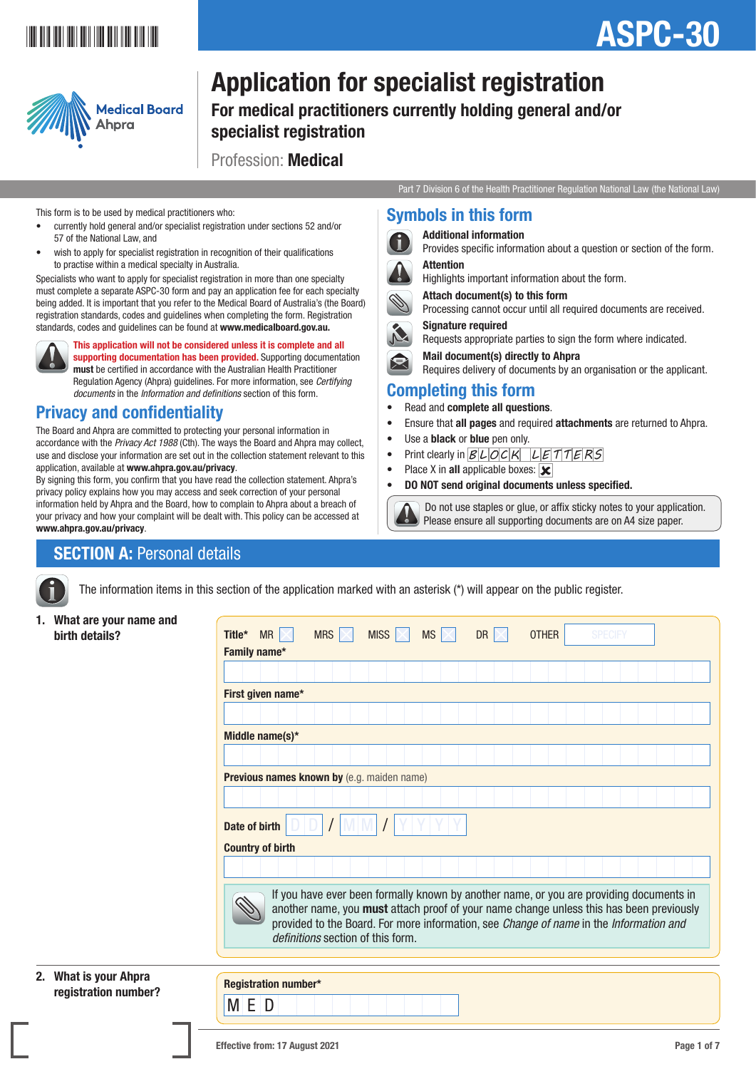# ASPC-30

Medical Board Ahpra

# Application for specialist registration

## For medical practitioners currently holding general and/or specialist registration

Profession: **Medical**

Part 7 Division 6 of the Health Practitioner Regulation National Law (the National Law)

This form is to be used by medical practitioners who:

- currently hold general and/or specialist registration under sections 52 and/or 57 of the National Law, and
- wish to apply for specialist registration in recognition of their qualifications to practise within a medical specialty in Australia.

Specialists who want to apply for specialist registration in more than one specialty must complete a separate ASPC-30 form and pay an application fee for each specialty being added. It is important that you refer to the Medical Board of Australia's (the Board) registration standards, codes and guidelines when completing the form. Registration standards, codes and guidelines can be found at **www.medicalboard.gov.au.**

**This application will not be considered unless it is complete and all supporting documentation has been provided.** Supporting documentation **must** be certified in accordance with the Australian Health Practitioner Regulation Agency (Ahpra) guidelines. For more information, see *Certifying documents* in the *Information and definitions* section of this form.

## Privacy and confidentiality

The Board and Ahpra are committed to protecting your personal information in accordance with the *Privacy Act 1988* (Cth). The ways the Board and Ahpra may collect, use and disclose your information are set out in the collection statement relevant to this application, available at **www.ahpra.gov.au/privacy**.

By signing this form, you confirm that you have read the collection statement. Ahpra's privacy policy explains how you may access and seek correction of your personal information held by Ahpra and the Board, how to complain to Ahpra about a breach of your privacy and how your complaint will be dealt with. This policy can be accessed at **www.ahpra.gov.au/privacy**.

## Symbols in this form

- **Additional information** – Provides specific information about a question or section of the form.
- **Attention** – Highlights important information about the form.
- **Attach document(s) to this form** – Processing cannot occur until all required documents are received.
- **Signature required** – Requests appropriate parties to sign the form where indicated.
- **Mail document(s) directly to Ahpra** – Requires delivery of documents by an organisation or the applicant.

## Completing this form

- Read and **complete all questions**.
- Ensure that **all pages** and required **attachments** are returned to Ahpra.
- Use a **black** or **blue** pen only.
- Print clearly in BLOCK LETTERS
- Place X in **all** applicable boxes: ☒
- **DO NOT send original documents unless specified.**

Do not use staples or glue, or affix sticky notes to your application. Please ensure all supporting documents are on A4 size paper.

## SECTION A: Personal details

The information items in this section of the application marked with an asterisk (*) will appear on the public register.

**1. What are your name and birth details?**

**Title*** MR ☐ MRS ☐ MISS ☐ MS ☐ DR ☐ OTHER ______ (SPECIFY)

**Family name***

**First given name***

**Middle name(s)***

**Previous names known by** (e.g. maiden name)

**Date of birth** DD / MM / YYYY

**Country of birth**

If you have ever been formally known by another name, or you are providing documents in another name, you **must** attach proof of your name change unless this has been previously provided to the Board. For more information, see *Change of name* in the *Information and definitions* section of this form.

**2. What is your Ahpra registration number?**

**Registration number***

M E D

Effective from: 17 August 2021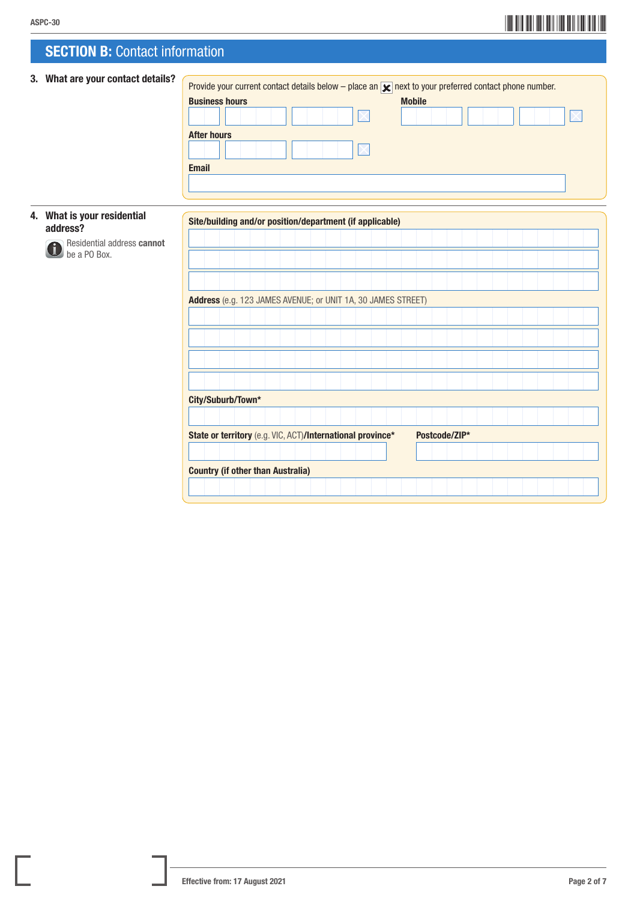## SECTION B: Contact information

**3. What are your contact details?**

Provide your current contact details below – place an ☒ next to your preferred contact phone number.

**Business hours**

**Mobile**

**After hours**

**Email**

**4. What is your residential address?**

Residential address **cannot** be a PO Box.

**Site/building and/or position/department (if applicable)**

**Address** (e.g. 123 JAMES AVENUE; or UNIT 1A, 30 JAMES STREET)

**City/Suburb/Town***

**State or territory** (e.g. VIC, ACT)**/International province***

**Postcode/ZIP***

**Country (if other than Australia)**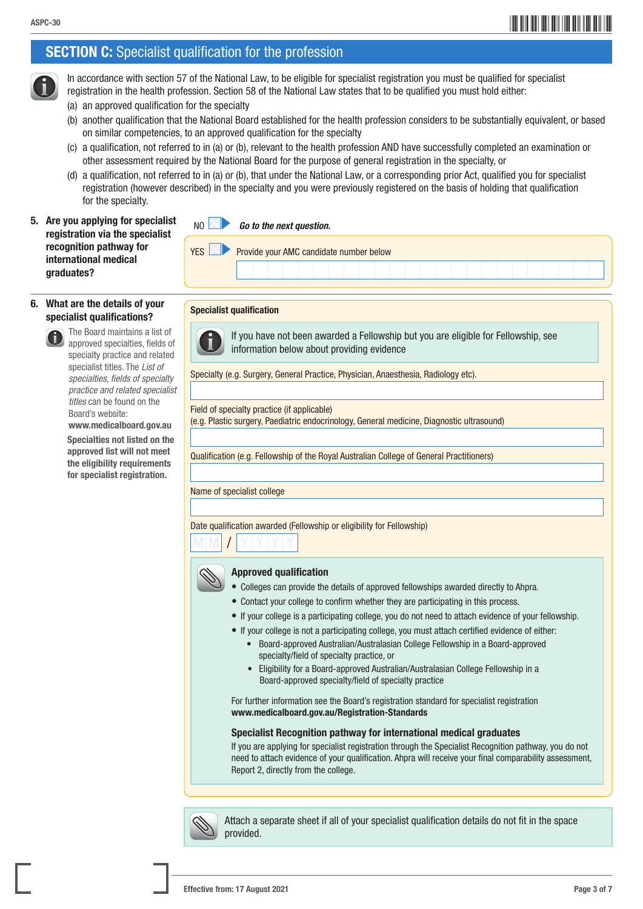## SECTION C: Specialist qualification for the profession

In accordance with section 57 of the National Law, to be eligible for specialist registration you must be qualified for specialist registration in the health profession. Section 58 of the National Law states that to be qualified you must hold either:

(a) an approved qualification for the specialty

(b) another qualification that the National Board established for the health profession considers to be substantially equivalent, or based on similar competencies, to an approved qualification for the specialty

(c) a qualification, not referred to in (a) or (b), relevant to the health profession AND have successfully completed an examination or other assessment required by the National Board for the purpose of general registration in the specialty, or

(d) a qualification, not referred to in (a) or (b), that under the National Law, or a corresponding prior Act, qualified you for specialist registration (however described) in the specialty and you were previously registered on the basis of holding that qualification for the specialty.

**5. Are you applying for specialist registration via the specialist recognition pathway for international medical graduates?**

NO ☐ ▶ ***Go to the next question.***

YES ☐ ▶ Provide your AMC candidate number below

**6. What are the details of your specialist qualifications?**

The Board maintains a list of approved specialties, fields of specialty practice and related specialist titles. The *List of specialties, fields of specialty practice and related specialist titles* can be found on the Board's website: **www.medicalboard.gov.au**

**Specialties not listed on the approved list will not meet the eligibility requirements for specialist registration.**

**Specialist qualification**

If you have not been awarded a Fellowship but you are eligible for Fellowship, see information below about providing evidence

Specialty (e.g. Surgery, General Practice, Physician, Anaesthesia, Radiology etc).

Field of specialty practice (if applicable)
(e.g. Plastic surgery, Paediatric endocrinology, General medicine, Diagnostic ultrasound)

Qualification (e.g. Fellowship of the Royal Australian College of General Practitioners)

Name of specialist college

Date qualification awarded (Fellowship or eligibility for Fellowship)

M M / Y Y Y Y

**Approved qualification**

- Colleges can provide the details of approved fellowships awarded directly to Ahpra.
- Contact your college to confirm whether they are participating in this process.
- If your college is a participating college, you do not need to attach evidence of your fellowship.
- If your college is not a participating college, you must attach certified evidence of either:
  - Board-approved Australian/Australasian College Fellowship in a Board-approved specialty/field of specialty practice, or
  - Eligibility for a Board-approved Australian/Australasian College Fellowship in a Board-approved specialty/field of specialty practice

For further information see the Board's registration standard for specialist registration **www.medicalboard.gov.au/Registration-Standards**

**Specialist Recognition pathway for international medical graduates**

If you are applying for specialist registration through the Specialist Recognition pathway, you do not need to attach evidence of your qualification. Ahpra will receive your final comparability assessment, Report 2, directly from the college.

Attach a separate sheet if all of your specialist qualification details do not fit in the space provided.

Effective from: 17 August 2021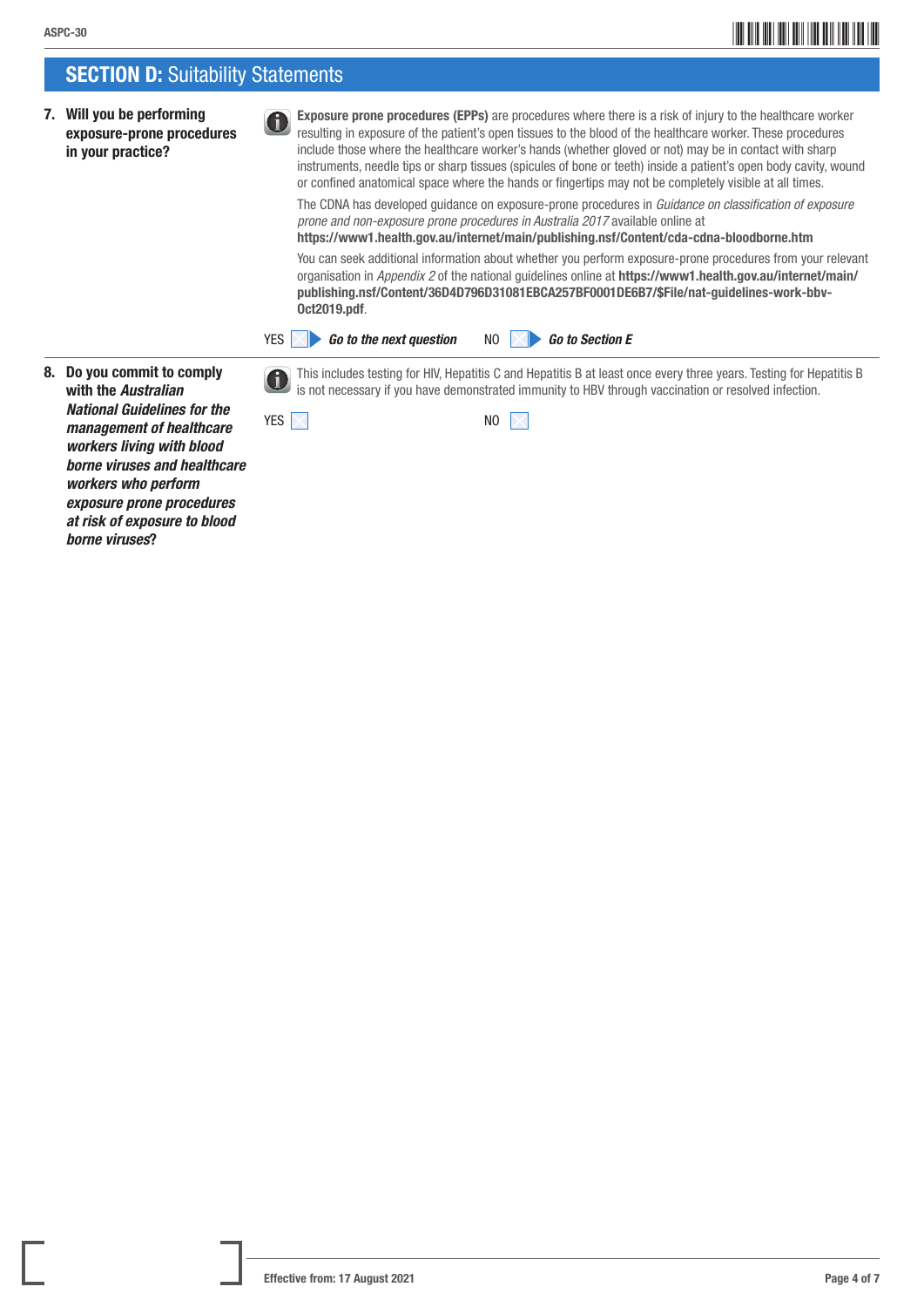## SECTION D: Suitability Statements

**7. Will you be performing exposure-prone procedures in your practice?**

**Exposure prone procedures (EPPs)** are procedures where there is a risk of injury to the healthcare worker resulting in exposure of the patient's open tissues to the blood of the healthcare worker. These procedures include those where the healthcare worker's hands (whether gloved or not) may be in contact with sharp instruments, needle tips or sharp tissues (spicules of bone or teeth) inside a patient's open body cavity, wound or confined anatomical space where the hands or fingertips may not be completely visible at all times.

The CDNA has developed guidance on exposure-prone procedures in *Guidance on classification of exposure prone and non-exposure prone procedures in Australia 2017* available online at **https://www1.health.gov.au/internet/main/publishing.nsf/Content/cda-cdna-bloodborne.htm**

You can seek additional information about whether you perform exposure-prone procedures from your relevant organisation in *Appendix 2* of the national guidelines online at **https://www1.health.gov.au/internet/main/publishing.nsf/Content/36D4D796D31081EBCA257BF0001DE6B7/$File/nat-guidelines-work-bbv-Oct2019.pdf**.

YES ☐ ***Go to the next question*** NO ☐ ***Go to Section E***

**8. Do you commit to comply with the *Australian National Guidelines for the management of healthcare workers living with blood borne viruses and healthcare workers who perform exposure prone procedures at risk of exposure to blood borne viruses*?**

This includes testing for HIV, Hepatitis C and Hepatitis B at least once every three years. Testing for Hepatitis B is not necessary if you have demonstrated immunity to HBV through vaccination or resolved infection.

YES ☐ NO ☐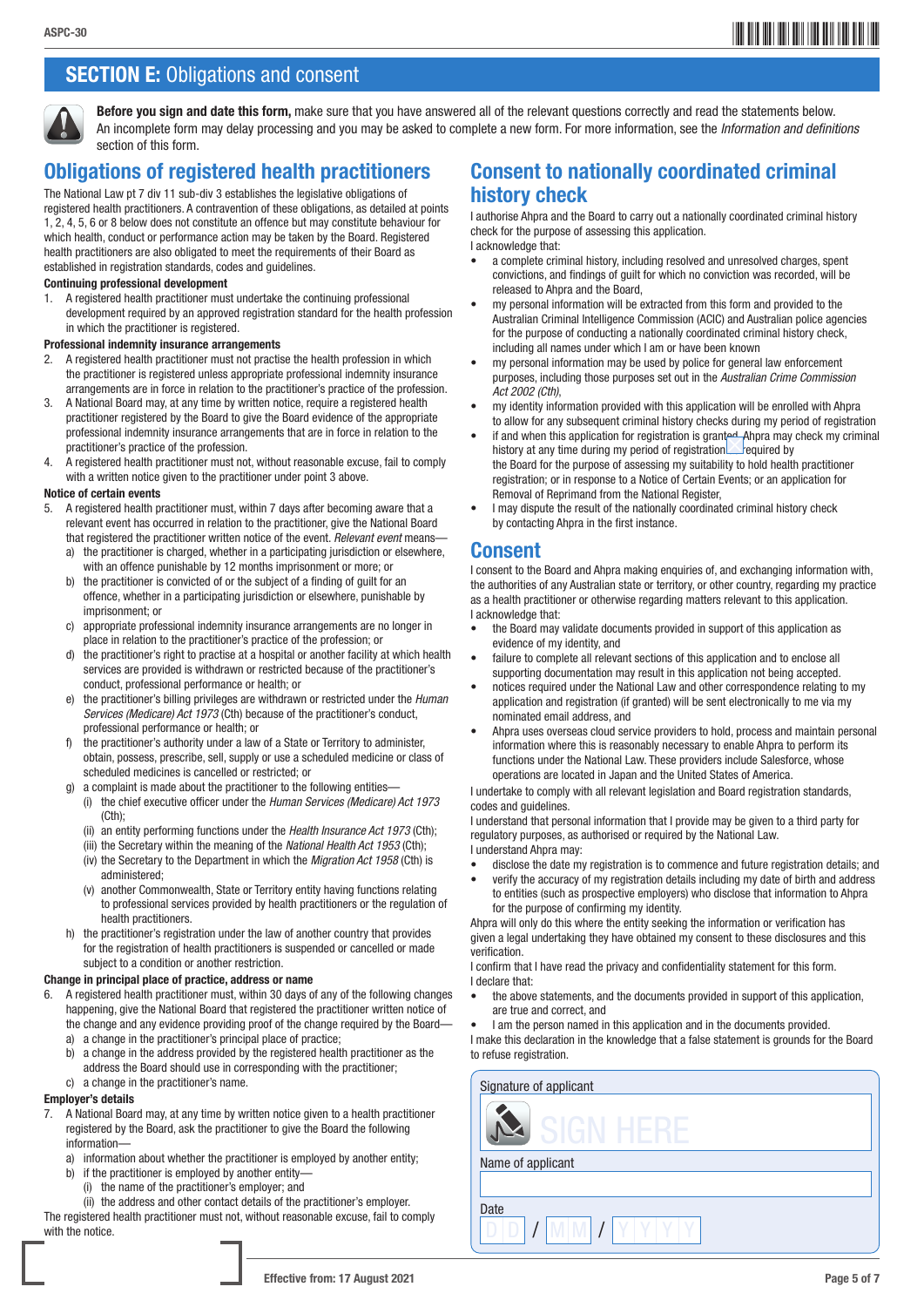# SECTION E: Obligations and consent

**Before you sign and date this form,** make sure that you have answered all of the relevant questions correctly and read the statements below. An incomplete form may delay processing and you may be asked to complete a new form. For more information, see the *Information and definitions* section of this form.

## Obligations of registered health practitioners

The National Law pt 7 div 11 sub-div 3 establishes the legislative obligations of registered health practitioners. A contravention of these obligations, as detailed at points 1, 2, 4, 5, 6 or 8 below does not constitute an offence but may constitute behaviour for which health, conduct or performance action may be taken by the Board. Registered health practitioners are also obligated to meet the requirements of their Board as established in registration standards, codes and guidelines.

**Continuing professional development**

1. A registered health practitioner must undertake the continuing professional development required by an approved registration standard for the health profession in which the practitioner is registered.

**Professional indemnity insurance arrangements**

2. A registered health practitioner must not practise the health profession in which the practitioner is registered unless appropriate professional indemnity insurance arrangements are in force in relation to the practitioner's practice of the profession.
3. A National Board may, at any time by written notice, require a registered health practitioner registered by the Board to give the Board evidence of the appropriate professional indemnity insurance arrangements that are in force in relation to the practitioner's practice of the profession.
4. A registered health practitioner must not, without reasonable excuse, fail to comply with a written notice given to the practitioner under point 3 above.

**Notice of certain events**

5. A registered health practitioner must, within 7 days after becoming aware that a relevant event has occurred in relation to the practitioner, give the National Board that registered the practitioner written notice of the event. *Relevant event* means—
   a) the practitioner is charged, whether in a participating jurisdiction or elsewhere, with an offence punishable by 12 months imprisonment or more; or
   b) the practitioner is convicted of or the subject of a finding of guilt for an offence, whether in a participating jurisdiction or elsewhere, punishable by imprisonment; or
   c) appropriate professional indemnity insurance arrangements are no longer in place in relation to the practitioner's practice of the profession; or
   d) the practitioner's right to practise at a hospital or another facility at which health services are provided is withdrawn or restricted because of the practitioner's conduct, professional performance or health; or
   e) the practitioner's billing privileges are withdrawn or restricted under the *Human Services (Medicare) Act 1973* (Cth) because of the practitioner's conduct, professional performance or health; or
   f) the practitioner's authority under a law of a State or Territory to administer, obtain, possess, prescribe, sell, supply or use a scheduled medicine or class of scheduled medicines is cancelled or restricted; or
   g) a complaint is made about the practitioner to the following entities—
      (i) the chief executive officer under the *Human Services (Medicare) Act 1973* (Cth);
      (ii) an entity performing functions under the *Health Insurance Act 1973* (Cth);
      (iii) the Secretary within the meaning of the *National Health Act 1953* (Cth);
      (iv) the Secretary to the Department in which the *Migration Act 1958* (Cth) is administered;
      (v) another Commonwealth, State or Territory entity having functions relating to professional services provided by health practitioners or the regulation of health practitioners.
   h) the practitioner's registration under the law of another country that provides for the registration of health practitioners is suspended or cancelled or made subject to a condition or another restriction.

**Change in principal place of practice, address or name**

6. A registered health practitioner must, within 30 days of any of the following changes happening, give the National Board that registered the practitioner written notice of the change and any evidence providing proof of the change required by the Board—
   a) a change in the practitioner's principal place of practice;
   b) a change in the address provided by the registered health practitioner as the address the Board should use in corresponding with the practitioner;
   c) a change in the practitioner's name.

**Employer's details**

7. A National Board may, at any time by written notice given to a health practitioner registered by the Board, ask the practitioner to give the Board the following information—
   a) information about whether the practitioner is employed by another entity;
   b) if the practitioner is employed by another entity—
      (i) the name of the practitioner's employer; and
      (ii) the address and other contact details of the practitioner's employer.

The registered health practitioner must not, without reasonable excuse, fail to comply with the notice.

## Consent to nationally coordinated criminal history check

I authorise Ahpra and the Board to carry out a nationally coordinated criminal history check for the purpose of assessing this application.

I acknowledge that:

- a complete criminal history, including resolved and unresolved charges, spent convictions, and findings of guilt for which no conviction was recorded, will be released to Ahpra and the Board,
- my personal information will be extracted from this form and provided to the Australian Criminal Intelligence Commission (ACIC) and Australian police agencies for the purpose of conducting a nationally coordinated criminal history check, including all names under which I am or have been known
- my personal information may be used by police for general law enforcement purposes, including those purposes set out in the *Australian Crime Commission Act 2002 (Cth),*
- my identity information provided with this application will be enrolled with Ahpra to allow for any subsequent criminal history checks during my period of registration
- if and when this application for registration is granted, Ahpra may check my criminal history at any time during my period of registration as required by the Board for the purpose of assessing my suitability to hold health practitioner registration; or in response to a Notice of Certain Events; or an application for Removal of Reprimand from the National Register,
- I may dispute the result of the nationally coordinated criminal history check by contacting Ahpra in the first instance.

## Consent

I consent to the Board and Ahpra making enquiries of, and exchanging information with, the authorities of any Australian state or territory, or other country, regarding my practice as a health practitioner or otherwise regarding matters relevant to this application.

I acknowledge that:

- the Board may validate documents provided in support of this application as evidence of my identity, and
- failure to complete all relevant sections of this application and to enclose all supporting documentation may result in this application not being accepted.
- notices required under the National Law and other correspondence relating to my application and registration (if granted) will be sent electronically to me via my nominated email address, and
- Ahpra uses overseas cloud service providers to hold, process and maintain personal information where this is reasonably necessary to enable Ahpra to perform its functions under the National Law. These providers include Salesforce, whose operations are located in Japan and the United States of America.

I undertake to comply with all relevant legislation and Board registration standards, codes and guidelines.

I understand that personal information that I provide may be given to a third party for regulatory purposes, as authorised or required by the National Law.

I understand Ahpra may:

- disclose the date my registration is to commence and future registration details; and
- verify the accuracy of my registration details including my date of birth and address to entities (such as prospective employers) who disclose that information to Ahpra for the purpose of confirming my identity.

Ahpra will only do this where the entity seeking the information or verification has given a legal undertaking they have obtained my consent to these disclosures and this verification.

I confirm that I have read the privacy and confidentiality statement for this form.

I declare that:

- the above statements, and the documents provided in support of this application, are true and correct, and
- I am the person named in this application and in the documents provided.

I make this declaration in the knowledge that a false statement is grounds for the Board to refuse registration.

Signature of applicant

SIGN HERE

Name of applicant

Date

D D / M M / Y Y Y Y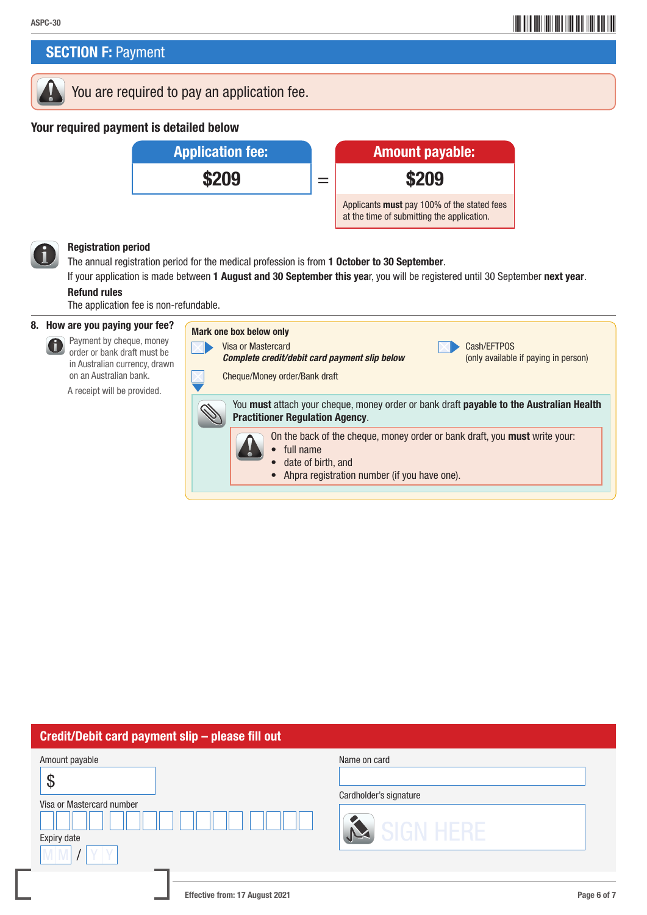## SECTION F: Payment

You are required to pay an application fee.

### Your required payment is detailed below

| Application fee: | | Amount payable: |
|---|---|---|
| $209 | = | $209 |

Applicants **must** pay 100% of the stated fees at the time of submitting the application.

**Registration period**

The annual registration period for the medical profession is from **1 October to 30 September**.

If your application is made between **1 August and 30 September this year**, you will be registered until 30 September **next year**.

**Refund rules**

The application fee is non-refundable.

**8. How are you paying your fee?**

Payment by cheque, money order or bank draft must be in Australian currency, drawn on an Australian bank.

A receipt will be provided.

**Mark one box below only**

- ☐ Visa or Mastercard
  ***Complete credit/debit card payment slip below***
- ☐ Cash/EFTPOS
  (only available if paying in person)
- ☐ Cheque/Money order/Bank draft

You **must** attach your cheque, money order or bank draft **payable to the Australian Health Practitioner Regulation Agency**.

On the back of the cheque, money order or bank draft, you **must** write your:

- full name
- date of birth, and
- Ahpra registration number (if you have one).

## Credit/Debit card payment slip – please fill out

Amount payable

$ ______

Visa or Mastercard number

☐☐☐☐ ☐☐☐☐ ☐☐☐☐ ☐☐☐☐

Expiry date

MM / YY

Name on card

______

Cardholder's signature

SIGN HERE

Effective from: 17 August 2021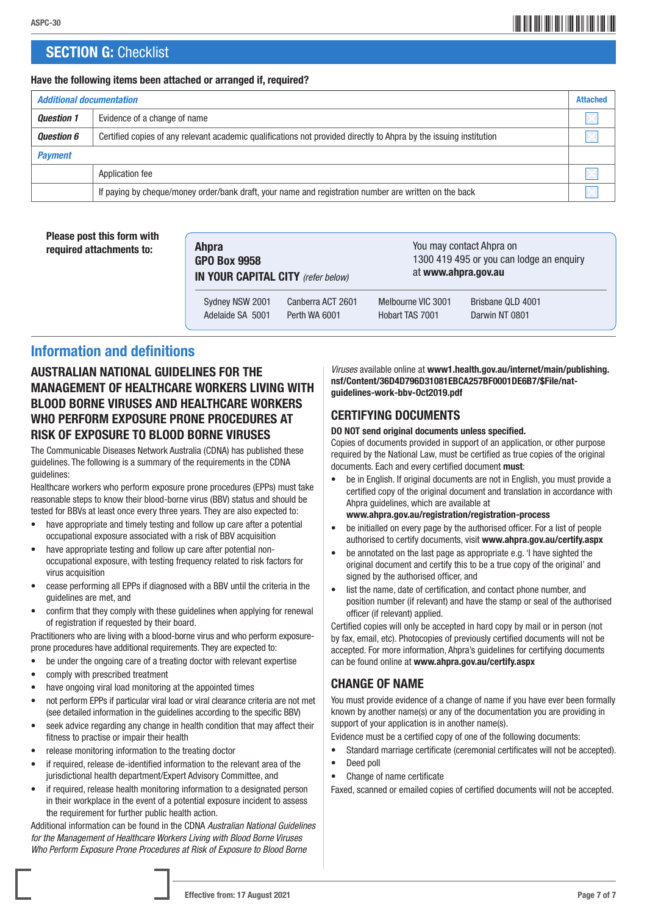## SECTION G: Checklist

**Have the following items been attached or arranged if, required?**

| *Additional documentation* | | Attached |
|---|---|---|
| *Question 1* | Evidence of a change of name | ☐ |
| *Question 6* | Certified copies of any relevant academic qualifications not provided directly to Ahpra by the issuing institution | ☐ |
| *Payment* | | |
| | Application fee | ☐ |
| | If paying by cheque/money order/bank draft, your name and registration number are written on the back | ☐ |

**Please post this form with required attachments to:**

**Ahpra**
**GPO Box 9958**
**IN YOUR CAPITAL CITY** *(refer below)*

You may contact Ahpra on 1300 419 495 or you can lodge an enquiry at **www.ahpra.gov.au**

| | | | |
|---|---|---|---|
| Sydney NSW 2001 | Canberra ACT 2601 | Melbourne VIC 3001 | Brisbane QLD 4001 |
| Adelaide SA 5001 | Perth WA 6001 | Hobart TAS 7001 | Darwin NT 0801 |

## Information and definitions

### AUSTRALIAN NATIONAL GUIDELINES FOR THE MANAGEMENT OF HEALTHCARE WORKERS LIVING WITH BLOOD BORNE VIRUSES AND HEALTHCARE WORKERS WHO PERFORM EXPOSURE PRONE PROCEDURES AT RISK OF EXPOSURE TO BLOOD BORNE VIRUSES

The Communicable Diseases Network Australia (CDNA) has published these guidelines. The following is a summary of the requirements in the CDNA guidelines:

Healthcare workers who perform exposure prone procedures (EPPs) must take reasonable steps to know their blood-borne virus (BBV) status and should be tested for BBVs at least once every three years. They are also expected to:

- have appropriate and timely testing and follow up care after a potential occupational exposure associated with a risk of BBV acquisition
- have appropriate testing and follow up care after potential non-occupational exposure, with testing frequency related to risk factors for virus acquisition
- cease performing all EPPs if diagnosed with a BBV until the criteria in the guidelines are met, and
- confirm that they comply with these guidelines when applying for renewal of registration if requested by their board.

Practitioners who are living with a blood-borne virus and who perform exposure-prone procedures have additional requirements. They are expected to:

- be under the ongoing care of a treating doctor with relevant expertise
- comply with prescribed treatment
- have ongoing viral load monitoring at the appointed times
- not perform EPPs if particular viral load or viral clearance criteria are not met (see detailed information in the guidelines according to the specific BBV)
- seek advice regarding any change in health condition that may affect their fitness to practise or impair their health
- release monitoring information to the treating doctor
- if required, release de-identified information to the relevant area of the jurisdictional health department/Expert Advisory Committee, and
- if required, release health monitoring information to a designated person in their workplace in the event of a potential exposure incident to assess the requirement for further public health action.

Additional information can be found in the CDNA *Australian National Guidelines for the Management of Healthcare Workers Living with Blood Borne Viruses Who Perform Exposure Prone Procedures at Risk of Exposure to Blood Borne Viruses* available online at **www1.health.gov.au/internet/main/publishing.nsf/Content/36D4D796D31081EBCA257BF0001DE6B7/$File/nat-guidelines-work-bbv-Oct2019.pdf**

### CERTIFYING DOCUMENTS

**DO NOT send original documents unless specified.**

Copies of documents provided in support of an application, or other purpose required by the National Law, must be certified as true copies of the original documents. Each and every certified document **must**:

- be in English. If original documents are not in English, you must provide a certified copy of the original document and translation in accordance with Ahpra guidelines, which are available at **www.ahpra.gov.au/registration/registration-process**
- be initialled on every page by the authorised officer. For a list of people authorised to certify documents, visit **www.ahpra.gov.au/certify.aspx**
- be annotated on the last page as appropriate e.g. 'I have sighted the original document and certify this to be a true copy of the original' and signed by the authorised officer, and
- list the name, date of certification, and contact phone number, and position number (if relevant) and have the stamp or seal of the authorised officer (if relevant) applied.

Certified copies will only be accepted in hard copy by mail or in person (not by fax, email, etc). Photocopies of previously certified documents will not be accepted. For more information, Ahpra's guidelines for certifying documents can be found online at **www.ahpra.gov.au/certify.aspx**

### CHANGE OF NAME

You must provide evidence of a change of name if you have ever been formally known by another name(s) or any of the documentation you are providing in support of your application is in another name(s).

Evidence must be a certified copy of one of the following documents:

- Standard marriage certificate (ceremonial certificates will not be accepted).
- Deed poll
- Change of name certificate

Faxed, scanned or emailed copies of certified documents will not be accepted.

Effective from: 17 August 2021